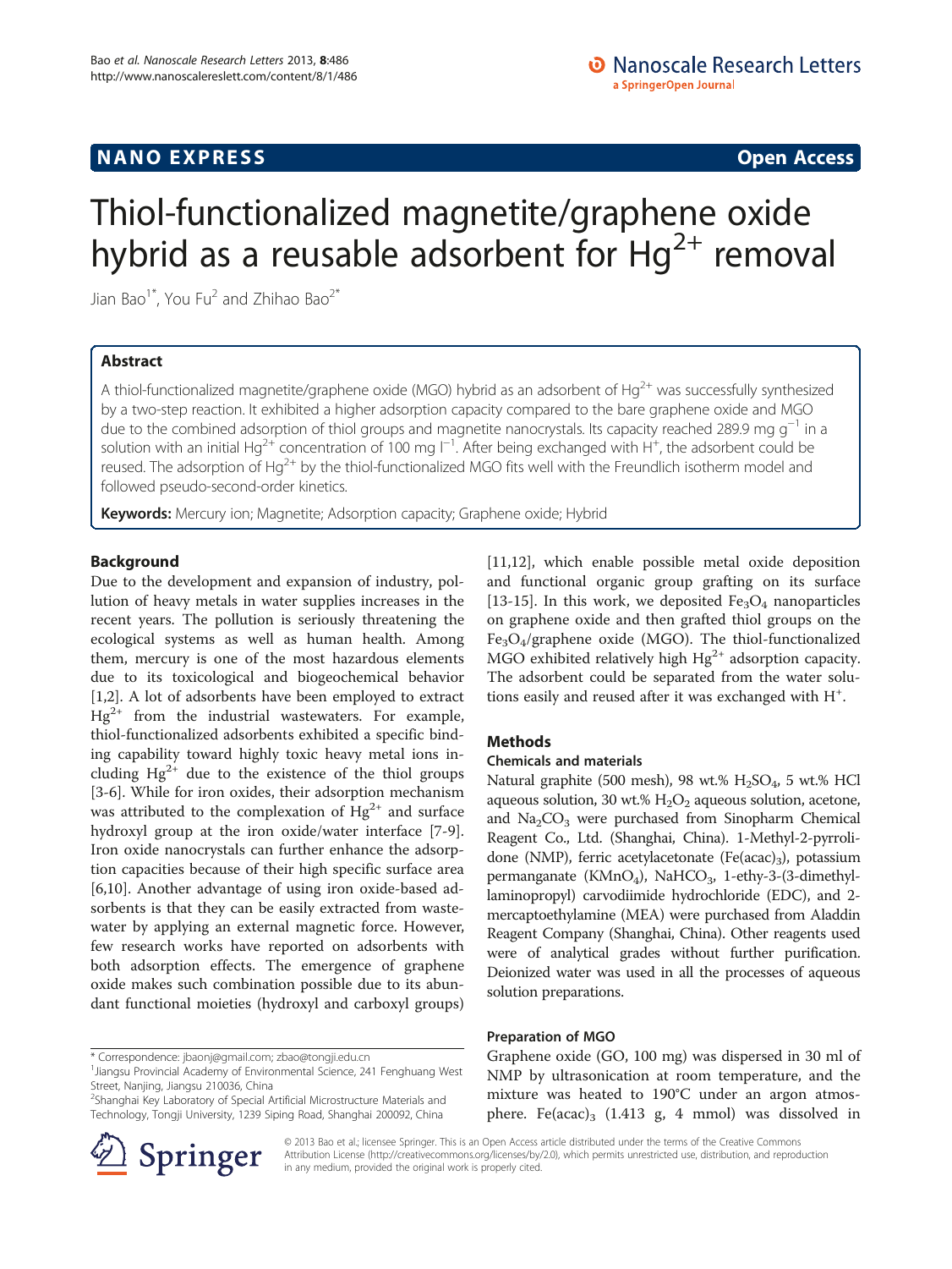NANO EXPRESS **Open Access**

# Thiol-functionalized magnetite/graphene oxide hybrid as a reusable adsorbent for $Hg^{2+}$ removal

Jian Bao[1*], You Fu[2] and Zhihao Bao[2*]

## Abstract

A thiol-functionalized magnetite/graphene oxide (MGO) hybrid as an adsorbent of $Hg^{2+}$ was successfully synthesized by a two-step reaction. It exhibited a higher adsorption capacity compared to the bare graphene oxide and MGO due to the combined adsorption of thiol groups and magnetite nanocrystals. Its capacity reached 289.9 mg $g^{-1}$ in a solution with an initial $Hg^{2+}$ concentration of 100 mg $l^{-1}$. After being exchanged with $H^+$, the adsorbent could be reused. The adsorption of $Hg^{2+}$ by the thiol-functionalized MGO fits well with the Freundlich isotherm model and followed pseudo-second-order kinetics.

**Keywords:** Mercury ion; Magnetite; Adsorption capacity; Graphene oxide; Hybrid

## Background

Due to the development and expansion of industry, pollution of heavy metals in water supplies increases in the recent years. The pollution is seriously threatening the ecological systems as well as human health. Among them, mercury is one of the most hazardous elements due to its toxicological and biogeochemical behavior [1,2]. A lot of adsorbents have been employed to extract $Hg^{2+}$ from the industrial wastewaters. For example, thiol-functionalized adsorbents exhibited a specific binding capability toward highly toxic heavy metal ions including $Hg^{2+}$ due to the existence of the thiol groups [3-6]. While for iron oxides, their adsorption mechanism was attributed to the complexation of $Hg^{2+}$ and surface hydroxyl group at the iron oxide/water interface [7-9]. Iron oxide nanocrystals can further enhance the adsorption capacities because of their high specific surface area [6,10]. Another advantage of using iron oxide-based adsorbents is that they can be easily extracted from wastewater by applying an external magnetic force. However, few research works have reported on adsorbents with both adsorption effects. The emergence of graphene oxide makes such combination possible due to its abundant functional moieties (hydroxyl and carboxyl groups) [11,12], which enable possible metal oxide deposition and functional organic group grafting on its surface [13-15]. In this work, we deposited $Fe_3O_4$ nanoparticles on graphene oxide and then grafted thiol groups on the $Fe_3O_4$/graphene oxide (MGO). The thiol-functionalized MGO exhibited relatively high $Hg^{2+}$ adsorption capacity. The adsorbent could be separated from the water solutions easily and reused after it was exchanged with $H^+$.

## Methods

### Chemicals and materials

Natural graphite (500 mesh), 98 wt.% $H_2SO_4$, 5 wt.% HCl aqueous solution, 30 wt.% $H_2O_2$ aqueous solution, acetone, and $Na_2CO_3$ were purchased from Sinopharm Chemical Reagent Co., Ltd. (Shanghai, China). 1-Methyl-2-pyrrolidone (NMP), ferric acetylacetonate ($Fe(acac)_3$), potassium permanganate ($KMnO_4$), $NaHCO_3$, 1-ethy-3-(3-dimethyllaminopropyl) carvodiimide hydrochloride (EDC), and 2-mercaptoethylamine (MEA) were purchased from Aladdin Reagent Company (Shanghai, China). Other reagents used were of analytical grades without further purification. Deionized water was used in all the processes of aqueous solution preparations.

### Preparation of MGO

Graphene oxide (GO, 100 mg) was dispersed in 30 ml of NMP by ultrasonication at room temperature, and the mixture was heated to 190°C under an argon atmosphere. $Fe(acac)_3$ (1.413 g, 4 mmol) was dissolved in

\* Correspondence: jbaonj@gmail.com; zbao@tongji.edu.cn
[1]Jiangsu Provincial Academy of Environmental Science, 241 Fenghuang West Street, Nanjing, Jiangsu 210036, China
[2]Shanghai Key Laboratory of Special Artificial Microstructure Materials and Technology, Tongji University, 1239 Siping Road, Shanghai 200092, China

© 2013 Bao et al.; licensee Springer. This is an Open Access article distributed under the terms of the Creative Commons Attribution License (http://creativecommons.org/licenses/by/2.0), which permits unrestricted use, distribution, and reproduction in any medium, provided the original work is properly cited.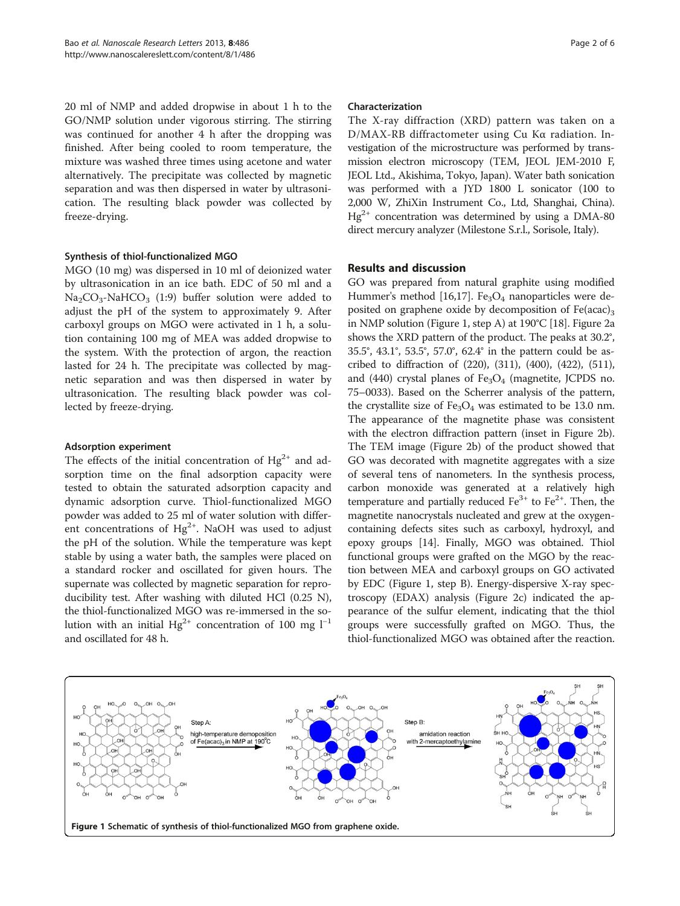20 ml of NMP and added dropwise in about 1 h to the GO/NMP solution under vigorous stirring. The stirring was continued for another 4 h after the dropping was finished. After being cooled to room temperature, the mixture was washed three times using acetone and water alternatively. The precipitate was collected by magnetic separation and was then dispersed in water by ultrasonication. The resulting black powder was collected by freeze-drying.

### Synthesis of thiol-functionalized MGO

MGO (10 mg) was dispersed in 10 ml of deionized water by ultrasonication in an ice bath. EDC of 50 ml and a $Na_2CO_3$-$NaHCO_3$ (1:9) buffer solution were added to adjust the pH of the system to approximately 9. After carboxyl groups on MGO were activated in 1 h, a solution containing 100 mg of MEA was added dropwise to the system. With the protection of argon, the reaction lasted for 24 h. The precipitate was collected by magnetic separation and was then dispersed in water by ultrasonication. The resulting black powder was collected by freeze-drying.

### Adsorption experiment

The effects of the initial concentration of $Hg^{2+}$ and adsorption time on the final adsorption capacity were tested to obtain the saturated adsorption capacity and dynamic adsorption curve. Thiol-functionalized MGO powder was added to 25 ml of water solution with different concentrations of $Hg^{2+}$. NaOH was used to adjust the pH of the solution. While the temperature was kept stable by using a water bath, the samples were placed on a standard rocker and oscillated for given hours. The supernate was collected by magnetic separation for reproducibility test. After washing with diluted HCl (0.25 N), the thiol-functionalized MGO was re-immersed in the solution with an initial $Hg^{2+}$ concentration of 100 mg $l^{-1}$ and oscillated for 48 h.

### Characterization

The X-ray diffraction (XRD) pattern was taken on a D/MAX-RB diffractometer using Cu Kα radiation. Investigation of the microstructure was performed by transmission electron microscopy (TEM, JEOL JEM-2010 F, JEOL Ltd., Akishima, Tokyo, Japan). Water bath sonication was performed with a JYD 1800 L sonicator (100 to 2,000 W, ZhiXin Instrument Co., Ltd, Shanghai, China). $Hg^{2+}$ concentration was determined by using a DMA-80 direct mercury analyzer (Milestone S.r.l., Sorisole, Italy).

## Results and discussion

GO was prepared from natural graphite using modified Hummer's method [16,17]. $Fe_3O_4$ nanoparticles were deposited on graphene oxide by decomposition of $Fe(acac)_3$ in NMP solution (Figure 1, step A) at 190°C [18]. Figure 2a shows the XRD pattern of the product. The peaks at 30.2°, 35.5°, 43.1°, 53.5°, 57.0°, 62.4° in the pattern could be ascribed to diffraction of (220), (311), (400), (422), (511), and (440) crystal planes of $Fe_3O_4$ (magnetite, JCPDS no. 75–0033). Based on the Scherrer analysis of the pattern, the crystallite size of $Fe_3O_4$ was estimated to be 13.0 nm. The appearance of the magnetite phase was consistent with the electron diffraction pattern (inset in Figure 2b). The TEM image (Figure 2b) of the product showed that GO was decorated with magnetite aggregates with a size of several tens of nanometers. In the synthesis process, carbon monoxide was generated at a relatively high temperature and partially reduced $Fe^{3+}$ to $Fe^{2+}$. Then, the magnetite nanocrystals nucleated and grew at the oxygen-containing defects sites such as carboxyl, hydroxyl, and epoxy groups [14]. Finally, MGO was obtained. Thiol functional groups were grafted on the MGO by the reaction between MEA and carboxyl groups on GO activated by EDC (Figure 1, step B). Energy-dispersive X-ray spectroscopy (EDAX) analysis (Figure 2c) indicated the appearance of the sulfur element, indicating that the thiol groups were successfully grafted on MGO. Thus, the thiol-functionalized MGO was obtained after the reaction.

**Figure 1** Schematic of synthesis of thiol-functionalized MGO from graphene oxide.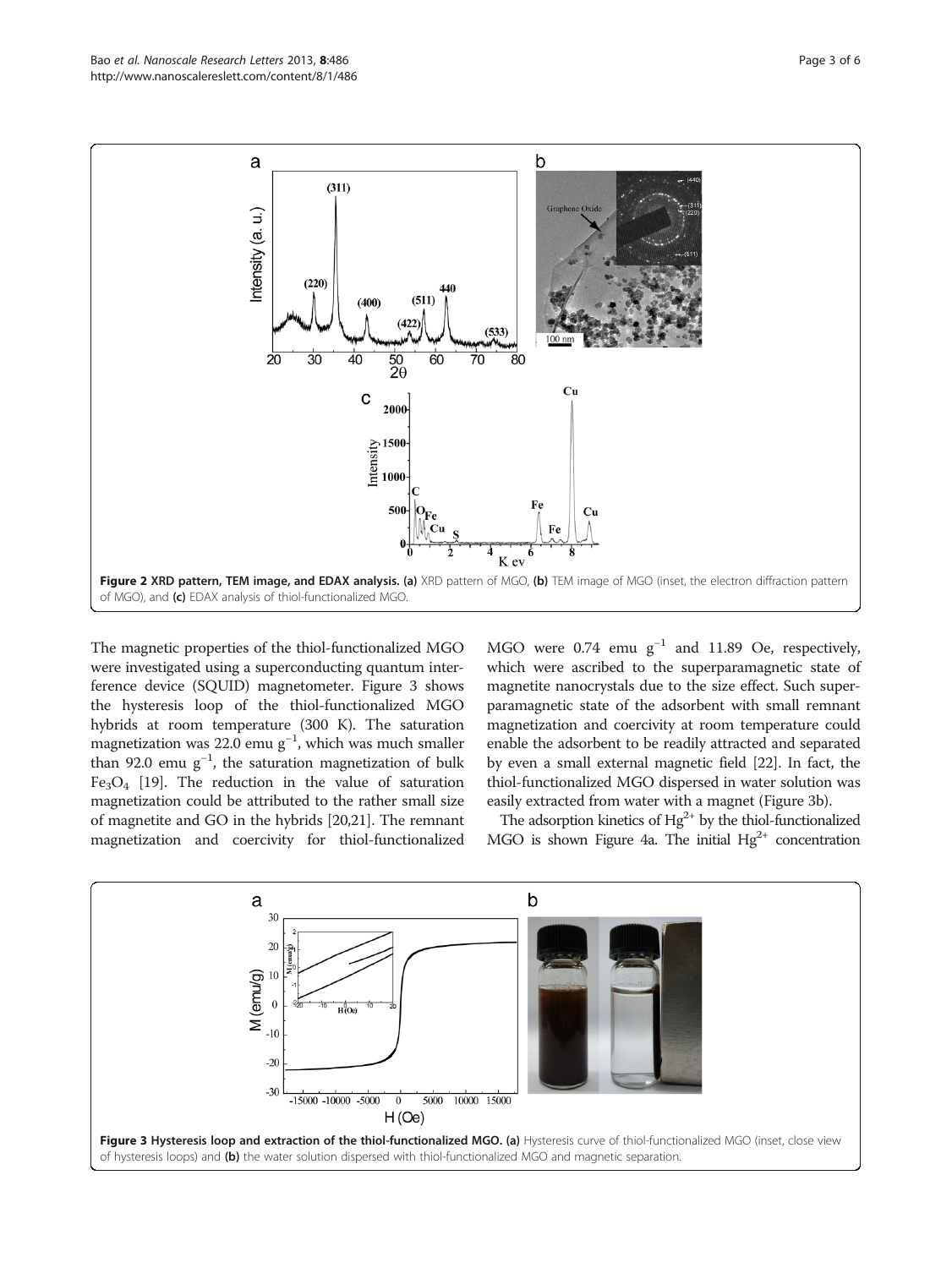**Figure 2 XRD pattern, TEM image, and EDAX analysis.** **(a)** XRD pattern of MGO, **(b)** TEM image of MGO (inset, the electron diffraction pattern of MGO), and **(c)** EDAX analysis of thiol-functionalized MGO.

The magnetic properties of the thiol-functionalized MGO were investigated using a superconducting quantum interference device (SQUID) magnetometer. Figure 3 shows the hysteresis loop of the thiol-functionalized MGO hybrids at room temperature (300 K). The saturation magnetization was 22.0 emu $g^{-1}$, which was much smaller than 92.0 emu $g^{-1}$, the saturation magnetization of bulk $Fe_3O_4$ [19]. The reduction in the value of saturation magnetization could be attributed to the rather small size of magnetite and GO in the hybrids [20,21]. The remnant magnetization and coercivity for thiol-functionalized MGO were 0.74 emu $g^{-1}$ and 11.89 Oe, respectively, which were ascribed to the superparamagnetic state of magnetite nanocrystals due to the size effect. Such superparamagnetic state of the adsorbent with small remnant magnetization and coercivity at room temperature could enable the adsorbent to be readily attracted and separated by even a small external magnetic field [22]. In fact, the thiol-functionalized MGO dispersed in water solution was easily extracted from water with a magnet (Figure 3b).

The adsorption kinetics of $Hg^{2+}$ by the thiol-functionalized MGO is shown Figure 4a. The initial $Hg^{2+}$ concentration

**Figure 3 Hysteresis loop and extraction of the thiol-functionalized MGO.** **(a)** Hysteresis curve of thiol-functionalized MGO (inset, close view of hysteresis loops) and **(b)** the water solution dispersed with thiol-functionalized MGO and magnetic separation.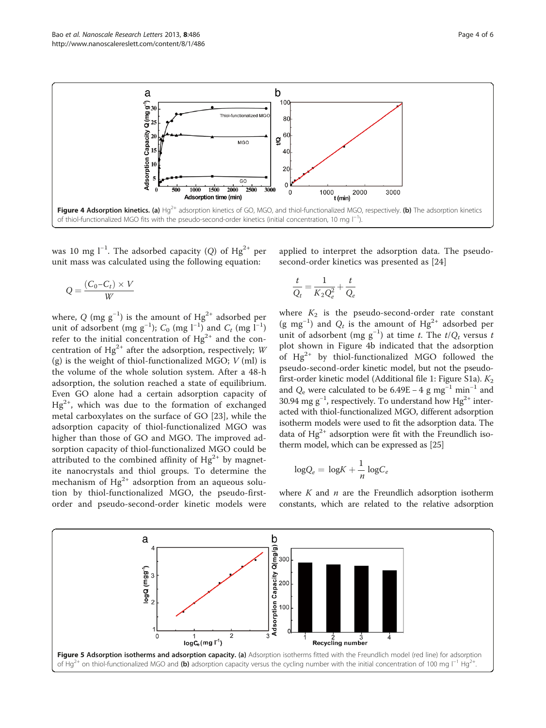**Figure 4 Adsorption kinetics. (a)** $Hg^{2+}$ adsorption kinetics of GO, MGO, and thiol-functionalized MGO, respectively. **(b)** The adsorption kinetics of thiol-functionalized MGO fits with the pseudo-second-order kinetics (initial concentration, 10 mg $l^{-1}$).

was 10 mg $l^{-1}$. The adsorbed capacity ($Q$) of $Hg^{2+}$ per unit mass was calculated using the following equation:

$$Q = \frac{(C_0 - C_t) \times V}{W}$$

where, $Q$ (mg $g^{-1}$) is the amount of $Hg^{2+}$ adsorbed per unit of adsorbent (mg $g^{-1}$); $C_0$ (mg $l^{-1}$) and $C_t$ (mg $l^{-1}$) refer to the initial concentration of $Hg^{2+}$ and the concentration of $Hg^{2+}$ after the adsorption, respectively; $W$ (g) is the weight of thiol-functionalized MGO; $V$ (ml) is the volume of the whole solution system. After a 48-h adsorption, the solution reached a state of equilibrium. Even GO alone had a certain adsorption capacity of $Hg^{2+}$, which was due to the formation of exchanged metal carboxylates on the surface of GO [23], while the adsorption capacity of thiol-functionalized MGO was higher than those of GO and MGO. The improved adsorption capacity of thiol-functionalized MGO could be attributed to the combined affinity of $Hg^{2+}$ by magnetite nanocrystals and thiol groups. To determine the mechanism of $Hg^{2+}$ adsorption from an aqueous solution by thiol-functionalized MGO, the pseudo-first-order and pseudo-second-order kinetic models were applied to interpret the adsorption data. The pseudo-second-order kinetics was presented as [24]

$$\frac{t}{Q_t} = \frac{1}{K_2 Q_e^2} + \frac{t}{Q_e}$$

where $K_2$ is the pseudo-second-order rate constant (g $mg^{-1}$) and $Q_t$ is the amount of $Hg^{2+}$ adsorbed per unit of adsorbent (mg $g^{-1}$) at time $t$. The $t/Q_t$ versus $t$ plot shown in Figure 4b indicated that the adsorption of $Hg^{2+}$ by thiol-functionalized MGO followed the pseudo-second-order kinetic model, but not the pseudo-first-order kinetic model (Additional file 1: Figure S1a). $K_2$ and $Q_e$ were calculated to be 6.49E – 4 g $mg^{-1}$ $min^{-1}$ and 30.94 mg $g^{-1}$, respectively. To understand how $Hg^{2+}$ interacted with thiol-functionalized MGO, different adsorption isotherm models were used to fit the adsorption data. The data of $Hg^{2+}$ adsorption were fit with the Freundlich isotherm model, which can be expressed as [25]

$$\log Q_e = \log K + \frac{1}{n} \log C_e$$

where $K$ and $n$ are the Freundlich adsorption isotherm constants, which are related to the relative adsorption

**Figure 5 Adsorption isotherms and adsorption capacity. (a)** Adsorption isotherms fitted with the Freundlich model (red line) for adsorption of $Hg^{2+}$ on thiol-functionalized MGO and **(b)** adsorption capacity versus the cycling number with the initial concentration of 100 mg $l^{-1}$ $Hg^{2+}$.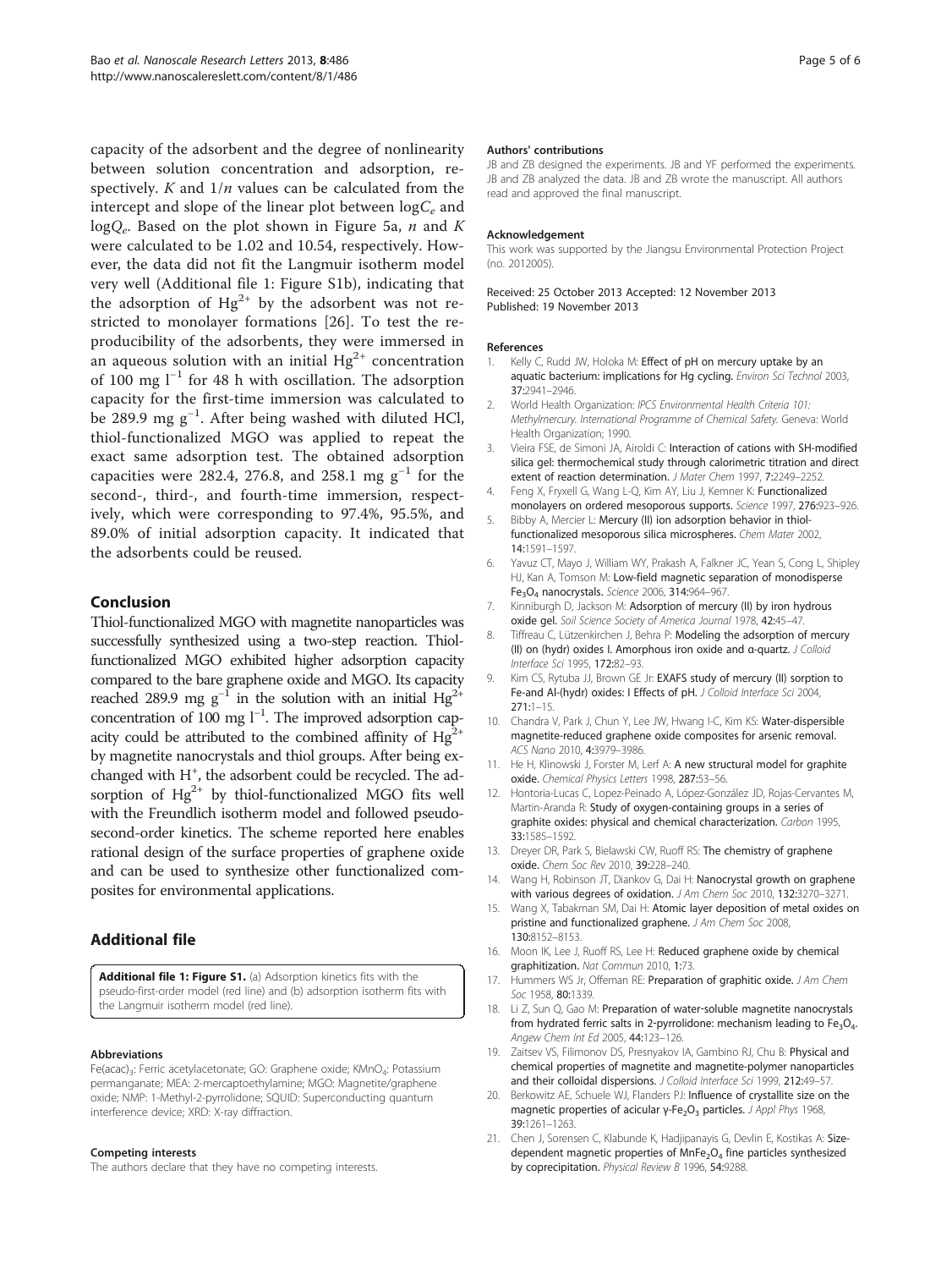capacity of the adsorbent and the degree of nonlinearity between solution concentration and adsorption, respectively. $K$ and $1/n$ values can be calculated from the intercept and slope of the linear plot between $\log C_e$ and $\log Q_e$. Based on the plot shown in Figure 5a, $n$ and $K$ were calculated to be 1.02 and 10.54, respectively. However, the data did not fit the Langmuir isotherm model very well (Additional file 1: Figure S1b), indicating that the adsorption of $Hg^{2+}$ by the adsorbent was not restricted to monolayer formations [26]. To test the reproducibility of the adsorbents, they were immersed in an aqueous solution with an initial $Hg^{2+}$ concentration of 100 mg $l^{-1}$ for 48 h with oscillation. The adsorption capacity for the first-time immersion was calculated to be 289.9 mg $g^{-1}$. After being washed with diluted HCl, thiol-functionalized MGO was applied to repeat the exact same adsorption test. The obtained adsorption capacities were 282.4, 276.8, and 258.1 mg $g^{-1}$ for the second-, third-, and fourth-time immersion, respectively, which were corresponding to 97.4%, 95.5%, and 89.0% of initial adsorption capacity. It indicated that the adsorbents could be reused.

## Conclusion

Thiol-functionalized MGO with magnetite nanoparticles was successfully synthesized using a two-step reaction. Thiol-functionalized MGO exhibited higher adsorption capacity compared to the bare graphene oxide and MGO. Its capacity reached 289.9 mg $g^{-1}$ in the solution with an initial $Hg^{2+}$ concentration of 100 mg $l^{-1}$. The improved adsorption capacity could be attributed to the combined affinity of $Hg^{2+}$ by magnetite nanocrystals and thiol groups. After being exchanged with $H^+$, the adsorbent could be recycled. The adsorption of $Hg^{2+}$ by thiol-functionalized MGO fits well with the Freundlich isotherm model and followed pseudo-second-order kinetics. The scheme reported here enables rational design of the surface properties of graphene oxide and can be used to synthesize other functionalized composites for environmental applications.

## Additional file

**Additional file 1: Figure S1.** (a) Adsorption kinetics fits with the pseudo-first-order model (red line) and (b) adsorption isotherm fits with the Langmuir isotherm model (red line).

#### Abbreviations

$Fe(acac)_3$: Ferric acetylacetonate; GO: Graphene oxide; $KMnO_4$: Potassium permanganate; MEA: 2-mercaptoethylamine; MGO: Magnetite/graphene oxide; NMP: 1-Methyl-2-pyrrolidone; SQUID: Superconducting quantum interference device; XRD: X-ray diffraction.

#### Competing interests

The authors declare that they have no competing interests.

#### Authors' contributions

JB and ZB designed the experiments. JB and YF performed the experiments. JB and ZB analyzed the data. JB and ZB wrote the manuscript. All authors read and approved the final manuscript.

#### Acknowledgement

This work was supported by the Jiangsu Environmental Protection Project (no. 2012005).

Received: 25 October 2013 Accepted: 12 November 2013
Published: 19 November 2013

#### References

1. Kelly C, Rudd JW, Holoka M: **Effect of pH on mercury uptake by an aquatic bacterium: implications for Hg cycling.** *Environ Sci Technol* 2003, **37:**2941–2946.
2. World Health Organization: *IPCS Environmental Health Criteria 101: Methylmercury. International Programme of Chemical Safety*. Geneva: World Health Organization; 1990.
3. Vieira FSE, de Simoni JA, Airoldi C: **Interaction of cations with SH-modified silica gel: thermochemical study through calorimetric titration and direct extent of reaction determination.** *J Mater Chem* 1997, **7:**2249–2252.
4. Feng X, Fryxell G, Wang L-Q, Kim AY, Liu J, Kemner K: **Functionalized monolayers on ordered mesoporous supports.** *Science* 1997, **276:**923–926.
5. Bibby A, Mercier L: **Mercury (II) ion adsorption behavior in thiol-functionalized mesoporous silica microspheres.** *Chem Mater* 2002, **14:**1591–1597.
6. Yavuz CT, Mayo J, William WY, Prakash A, Falkner JC, Yean S, Cong L, Shipley HJ, Kan A, Tomson M: **Low-field magnetic separation of monodisperse $Fe_3O_4$ nanocrystals.** *Science* 2006, **314:**964–967.
7. Kinniburgh D, Jackson M: **Adsorption of mercury (II) by iron hydrous oxide gel.** *Soil Science Society of America Journal* 1978, **42:**45–47.
8. Tiffreau C, Lützenkirchen J, Behra P: **Modeling the adsorption of mercury (II) on (hydr) oxides I. Amorphous iron oxide and α-quartz.** *J Colloid Interface Sci* 1995, **172:**82–93.
9. Kim CS, Rytuba JJ, Brown GE Jr: **EXAFS study of mercury (II) sorption to Fe-and Al-(hydr) oxides: I Effects of pH.** *J Colloid Interface Sci* 2004, **271:**1–15.
10. Chandra V, Park J, Chun Y, Lee JW, Hwang I-C, Kim KS: **Water-dispersible magnetite-reduced graphene oxide composites for arsenic removal.** *ACS Nano* 2010, **4:**3979–3986.
11. He H, Klinowski J, Forster M, Lerf A: **A new structural model for graphite oxide.** *Chemical Physics Letters* 1998, **287:**53–56.
12. Hontoria-Lucas C, Lopez-Peinado A, López-González JD, Rojas-Cervantes M, Martin-Aranda R: **Study of oxygen-containing groups in a series of graphite oxides: physical and chemical characterization.** *Carbon* 1995, **33:**1585–1592.
13. Dreyer DR, Park S, Bielawski CW, Ruoff RS: **The chemistry of graphene oxide.** *Chem Soc Rev* 2010, **39:**228–240.
14. Wang H, Robinson JT, Diankov G, Dai H: **Nanocrystal growth on graphene with various degrees of oxidation.** *J Am Chem Soc* 2010, **132:**3270–3271.
15. Wang X, Tabakman SM, Dai H: **Atomic layer deposition of metal oxides on pristine and functionalized graphene.** *J Am Chem Soc* 2008, **130:**8152–8153.
16. Moon IK, Lee J, Ruoff RS, Lee H: **Reduced graphene oxide by chemical graphitization.** *Nat Commun* 2010, **1:**73.
17. Hummers WS Jr, Offeman RE: **Preparation of graphitic oxide.** *J Am Chem Soc* 1958, **80:**1339.
18. Li Z, Sun Q, Gao M: **Preparation of water-soluble magnetite nanocrystals from hydrated ferric salts in 2-pyrrolidone: mechanism leading to $Fe_3O_4$.** *Angew Chem Int Ed* 2005, **44:**123–126.
19. Zaitsev VS, Filimonov DS, Presnyakov IA, Gambino RJ, Chu B: **Physical and chemical properties of magnetite and magnetite-polymer nanoparticles and their colloidal dispersions.** *J Colloid Interface Sci* 1999, **212:**49–57.
20. Berkowitz AE, Schuele WJ, Flanders PJ: **Influence of crystallite size on the magnetic properties of acicular $\gamma$-$Fe_2O_3$ particles.** *J Appl Phys* 1968, **39:**1261–1263.
21. Chen J, Sorensen C, Klabunde K, Hadjipanayis G, Devlin E, Kostikas A: **Size-dependent magnetic properties of $MnFe_2O_4$ fine particles synthesized by coprecipitation.** *Physical Review B* 1996, **54:**9288.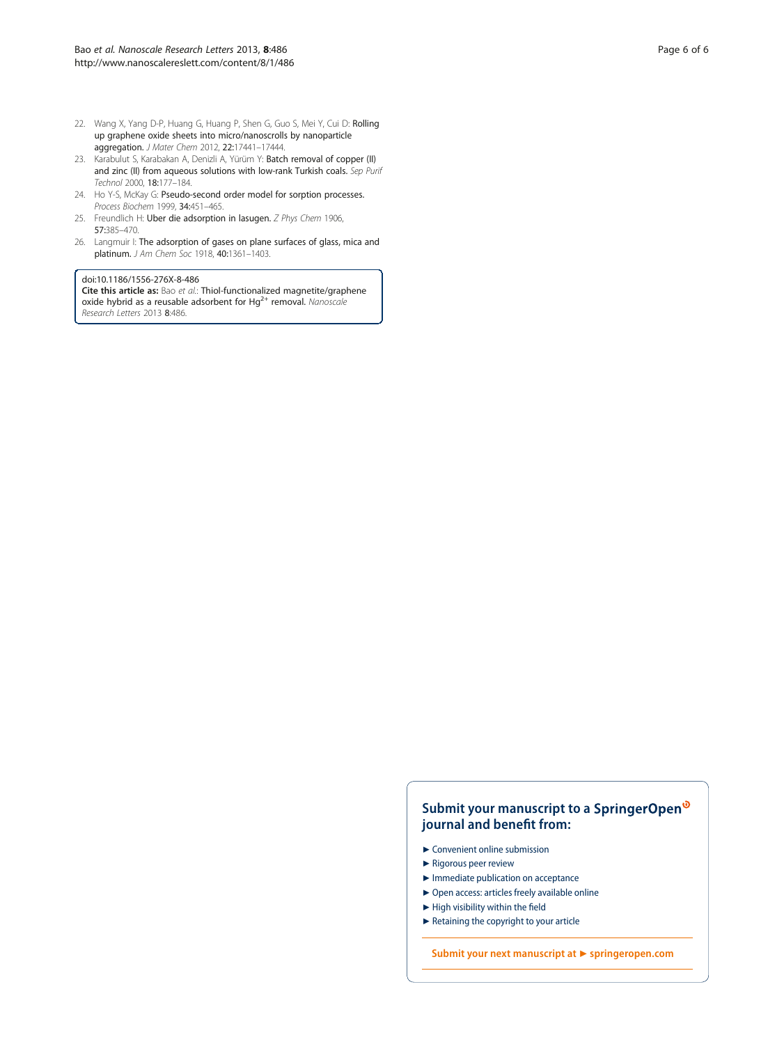22. Wang X, Yang D-P, Huang G, Huang P, Shen G, Guo S, Mei Y, Cui D: **Rolling up graphene oxide sheets into micro/nanoscrolls by nanoparticle aggregation.** *J Mater Chem* 2012, **22:**17441–17444.
23. Karabulut S, Karabakan A, Denizli A, Yürüm Y: **Batch removal of copper (II) and zinc (II) from aqueous solutions with low-rank Turkish coals.** *Sep Purif Technol* 2000, **18:**177–184.
24. Ho Y-S, McKay G: **Pseudo-second order model for sorption processes.** *Process Biochem* 1999, **34:**451–465.
25. Freundlich H: **Uber die adsorption in lasugen.** *Z Phys Chem* 1906, **57:**385–470.
26. Langmuir I: **The adsorption of gases on plane surfaces of glass, mica and platinum.** *J Am Chem Soc* 1918, **40:**1361–1403.

doi:10.1186/1556-276X-8-486
**Cite this article as:** Bao *et al.*: Thiol-functionalized magnetite/graphene oxide hybrid as a reusable adsorbent for $Hg^{2+}$ removal. *Nanoscale Research Letters* 2013 **8**:486.

**Submit your manuscript to a SpringerOpen journal and benefit from:**

- ► Convenient online submission
- ► Rigorous peer review
- ► Immediate publication on acceptance
- ► Open access: articles freely available online
- ► High visibility within the field
- ► Retaining the copyright to your article

**Submit your next manuscript at ► springeropen.com**